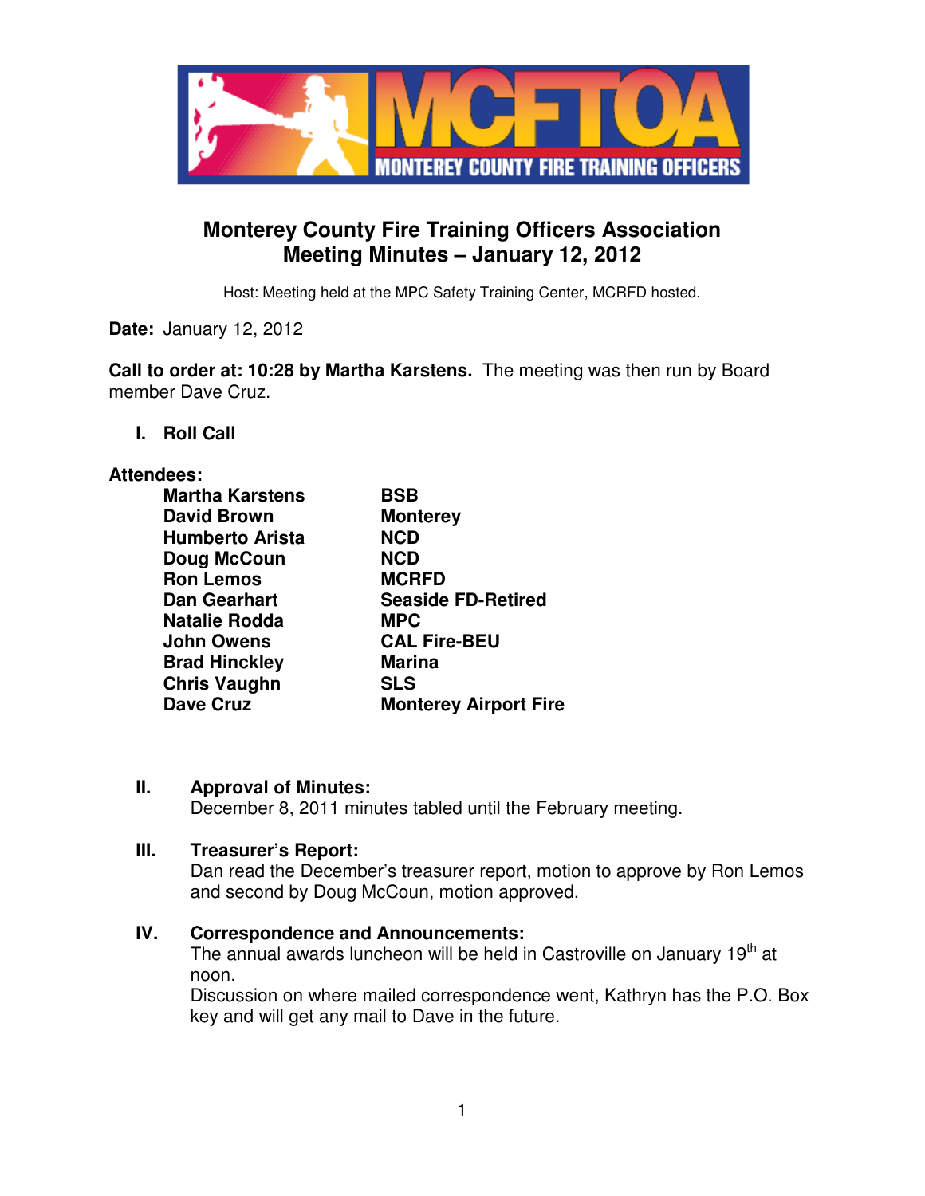# Monterey County Fire Training Officers Association
## Meeting Minutes – January 12, 2012

Host: Meeting held at the MPC Safety Training Center, MCRFD hosted.

**Date:** January 12, 2012

**Call to order at: 10:28 by Martha Karstens.** The meeting was then run by Board member Dave Cruz.

### I. Roll Call

**Attendees:**

| | |
|---|---|
| **Martha Karstens** | **BSB** |
| **David Brown** | **Monterey** |
| **Humberto Arista** | **NCD** |
| **Doug McCoun** | **NCD** |
| **Ron Lemos** | **MCRFD** |
| **Dan Gearhart** | **Seaside FD-Retired** |
| **Natalie Rodda** | **MPC** |
| **John Owens** | **CAL Fire-BEU** |
| **Brad Hinckley** | **Marina** |
| **Chris Vaughn** | **SLS** |
| **Dave Cruz** | **Monterey Airport Fire** |

### II. Approval of Minutes:

December 8, 2011 minutes tabled until the February meeting.

### III. Treasurer's Report:

Dan read the December's treasurer report, motion to approve by Ron Lemos and second by Doug McCoun, motion approved.

### IV. Correspondence and Announcements:

The annual awards luncheon will be held in Castroville on January 19th at noon.

Discussion on where mailed correspondence went, Kathryn has the P.O. Box key and will get any mail to Dave in the future.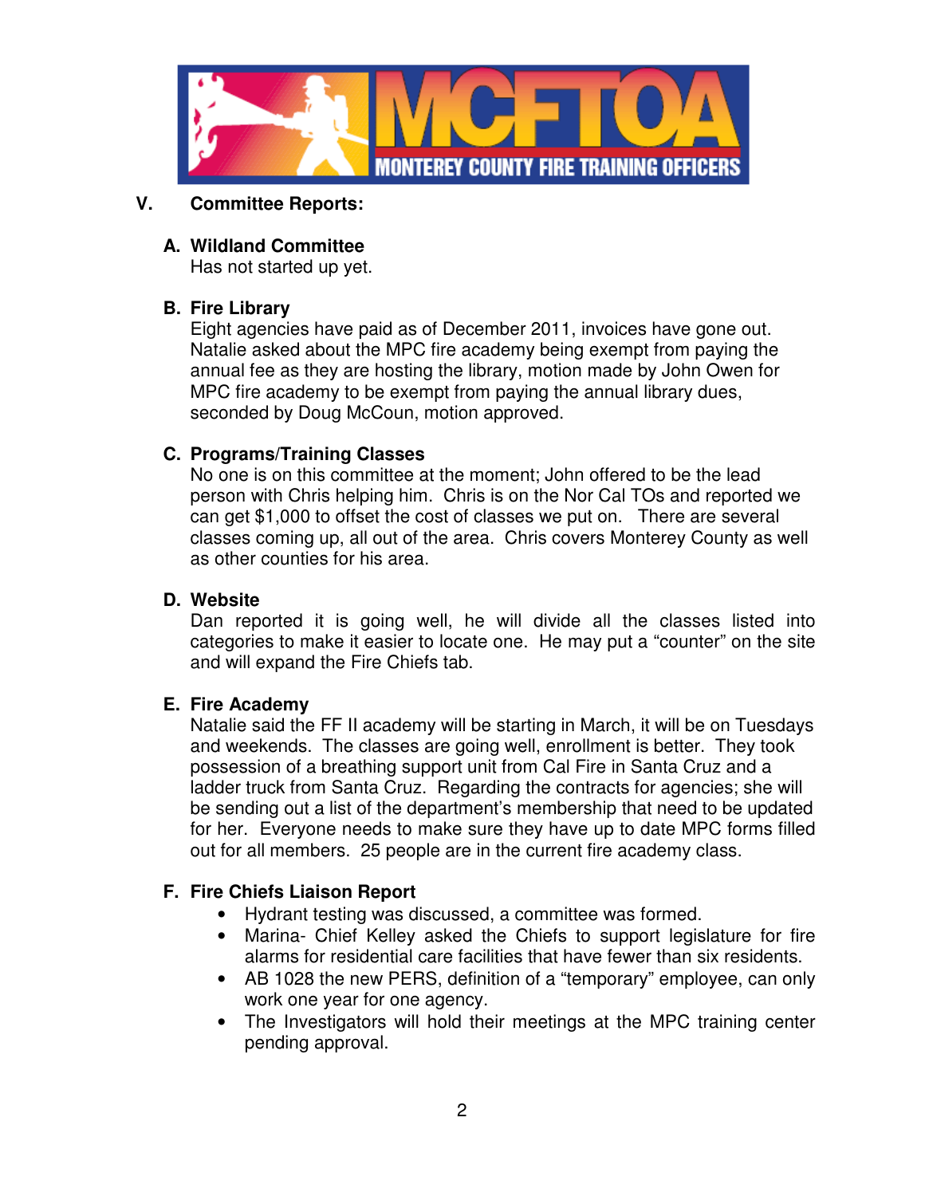## V. Committee Reports:

### A. Wildland Committee

Has not started up yet.

### B. Fire Library

Eight agencies have paid as of December 2011, invoices have gone out. Natalie asked about the MPC fire academy being exempt from paying the annual fee as they are hosting the library, motion made by John Owen for MPC fire academy to be exempt from paying the annual library dues, seconded by Doug McCoun, motion approved.

### C. Programs/Training Classes

No one is on this committee at the moment; John offered to be the lead person with Chris helping him. Chris is on the Nor Cal TOs and reported we can get $1,000 to offset the cost of classes we put on. There are several classes coming up, all out of the area. Chris covers Monterey County as well as other counties for his area.

### D. Website

Dan reported it is going well, he will divide all the classes listed into categories to make it easier to locate one. He may put a "counter" on the site and will expand the Fire Chiefs tab.

### E. Fire Academy

Natalie said the FF II academy will be starting in March, it will be on Tuesdays and weekends. The classes are going well, enrollment is better. They took possession of a breathing support unit from Cal Fire in Santa Cruz and a ladder truck from Santa Cruz. Regarding the contracts for agencies; she will be sending out a list of the department's membership that need to be updated for her. Everyone needs to make sure they have up to date MPC forms filled out for all members. 25 people are in the current fire academy class.

### F. Fire Chiefs Liaison Report

- Hydrant testing was discussed, a committee was formed.
- Marina- Chief Kelley asked the Chiefs to support legislature for fire alarms for residential care facilities that have fewer than six residents.
- AB 1028 the new PERS, definition of a "temporary" employee, can only work one year for one agency.
- The Investigators will hold their meetings at the MPC training center pending approval.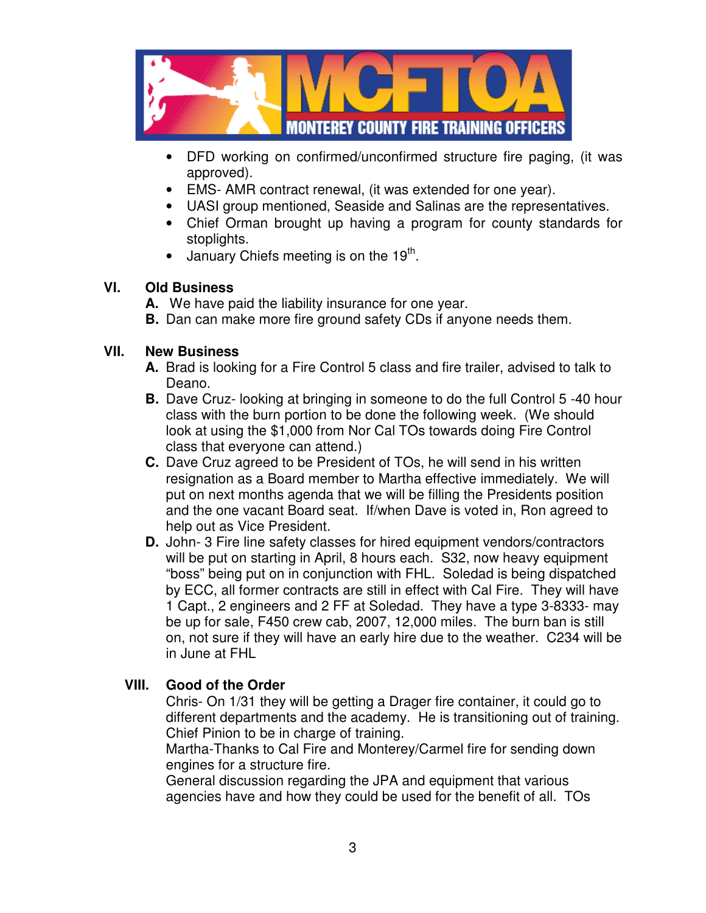- DFD working on confirmed/unconfirmed structure fire paging, (it was approved).
- EMS- AMR contract renewal, (it was extended for one year).
- UASI group mentioned, Seaside and Salinas are the representatives.
- Chief Orman brought up having a program for county standards for stoplights.
- January Chiefs meeting is on the 19th.

## VI. Old Business

**A.** We have paid the liability insurance for one year.

**B.** Dan can make more fire ground safety CDs if anyone needs them.

## VII. New Business

**A.** Brad is looking for a Fire Control 5 class and fire trailer, advised to talk to Deano.

**B.** Dave Cruz- looking at bringing in someone to do the full Control 5 -40 hour class with the burn portion to be done the following week. (We should look at using the $1,000 from Nor Cal TOs towards doing Fire Control class that everyone can attend.)

**C.** Dave Cruz agreed to be President of TOs, he will send in his written resignation as a Board member to Martha effective immediately. We will put on next months agenda that we will be filling the Presidents position and the one vacant Board seat. If/when Dave is voted in, Ron agreed to help out as Vice President.

**D.** John- 3 Fire line safety classes for hired equipment vendors/contractors will be put on starting in April, 8 hours each. S32, now heavy equipment "boss" being put on in conjunction with FHL. Soledad is being dispatched by ECC, all former contracts are still in effect with Cal Fire. They will have 1 Capt., 2 engineers and 2 FF at Soledad. They have a type 3-8333- may be up for sale, F450 crew cab, 2007, 12,000 miles. The burn ban is still on, not sure if they will have an early hire due to the weather. C234 will be in June at FHL

## VIII. Good of the Order

Chris- On 1/31 they will be getting a Drager fire container, it could go to different departments and the academy. He is transitioning out of training. Chief Pinion to be in charge of training.

Martha-Thanks to Cal Fire and Monterey/Carmel fire for sending down engines for a structure fire.

General discussion regarding the JPA and equipment that various agencies have and how they could be used for the benefit of all. TOs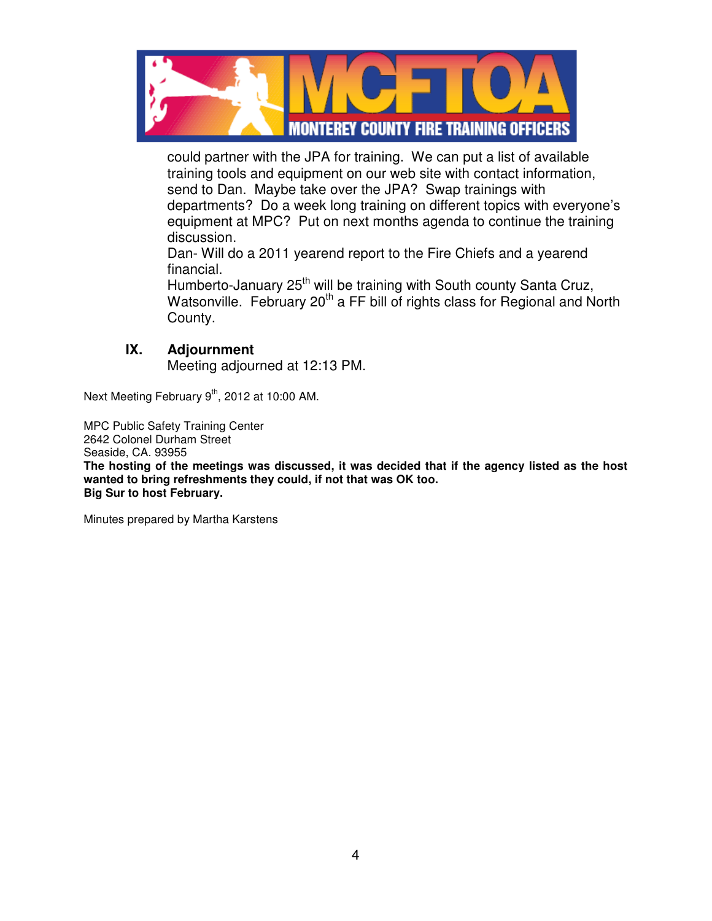could partner with the JPA for training. We can put a list of available training tools and equipment on our web site with contact information, send to Dan. Maybe take over the JPA? Swap trainings with departments? Do a week long training on different topics with everyone's equipment at MPC? Put on next months agenda to continue the training discussion.

Dan- Will do a 2011 yearend report to the Fire Chiefs and a yearend financial.

Humberto-January 25th will be training with South county Santa Cruz, Watsonville. February 20th a FF bill of rights class for Regional and North County.

## IX. Adjournment

Meeting adjourned at 12:13 PM.

Next Meeting February 9th, 2012 at 10:00 AM.

MPC Public Safety Training Center
2642 Colonel Durham Street
Seaside, CA. 93955

**The hosting of the meetings was discussed, it was decided that if the agency listed as the host wanted to bring refreshments they could, if not that was OK too.**
**Big Sur to host February.**

Minutes prepared by Martha Karstens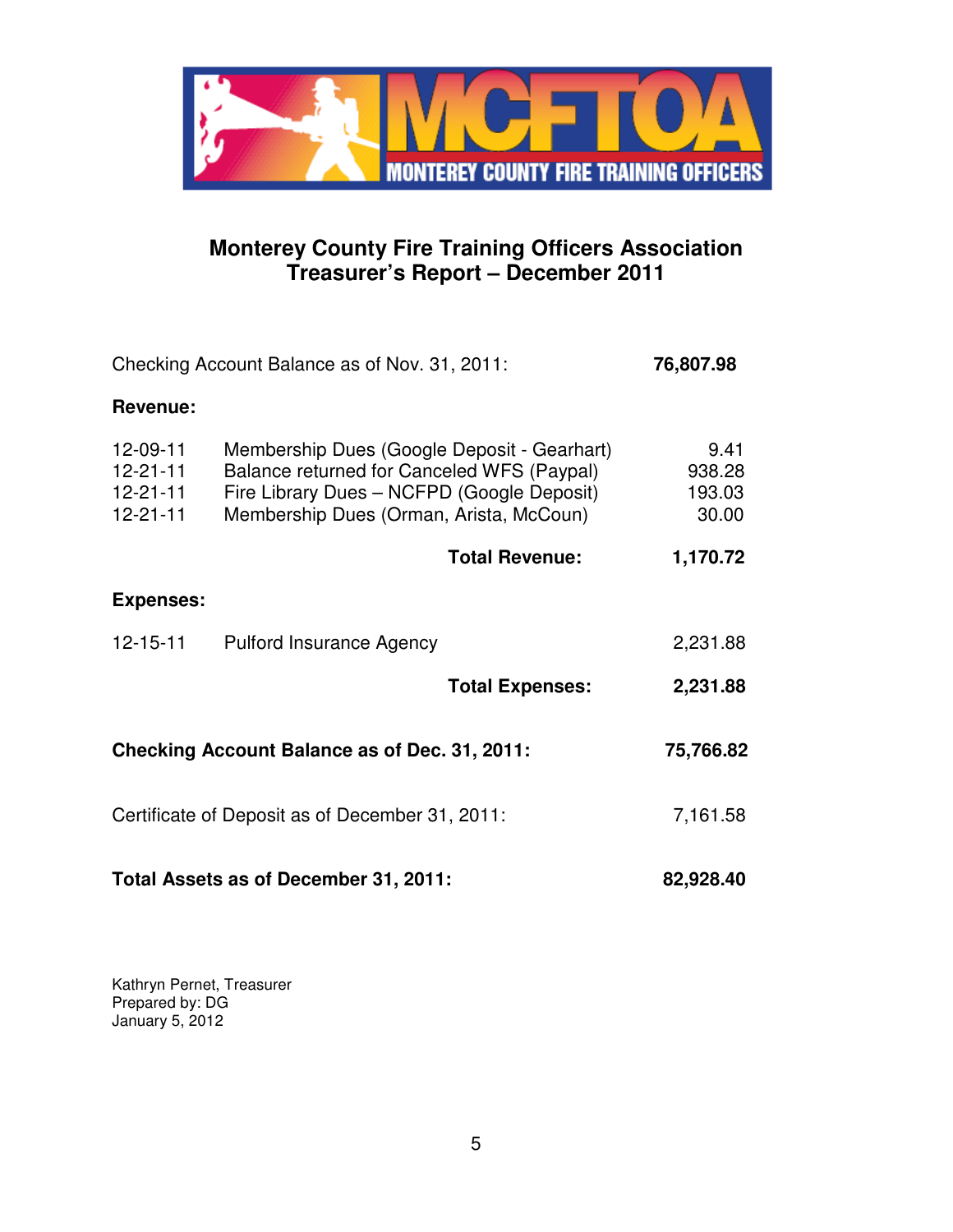MONTEREY COUNTY FIRE TRAINING OFFICERS

# Monterey County Fire Training Officers Association
## Treasurer's Report – December 2011

| | | |
|---|---|---|
| Checking Account Balance as of Nov. 31, 2011: | | **76,807.98** |
| **Revenue:** | | |
| 12-09-11 | Membership Dues (Google Deposit - Gearhart) | 9.41 |
| 12-21-11 | Balance returned for Canceled WFS (Paypal) | 938.28 |
| 12-21-11 | Fire Library Dues – NCFPD (Google Deposit) | 193.03 |
| 12-21-11 | Membership Dues (Orman, Arista, McCoun) | 30.00 |
| | **Total Revenue:** | **1,170.72** |
| **Expenses:** | | |
| 12-15-11 | Pulford Insurance Agency | 2,231.88 |
| | **Total Expenses:** | **2,231.88** |
| **Checking Account Balance as of Dec. 31, 2011:** | | **75,766.82** |
| Certificate of Deposit as of December 31, 2011: | | 7,161.58 |
| **Total Assets as of December 31, 2011:** | | **82,928.40** |

Kathryn Pernet, Treasurer
Prepared by: DG
January 5, 2012